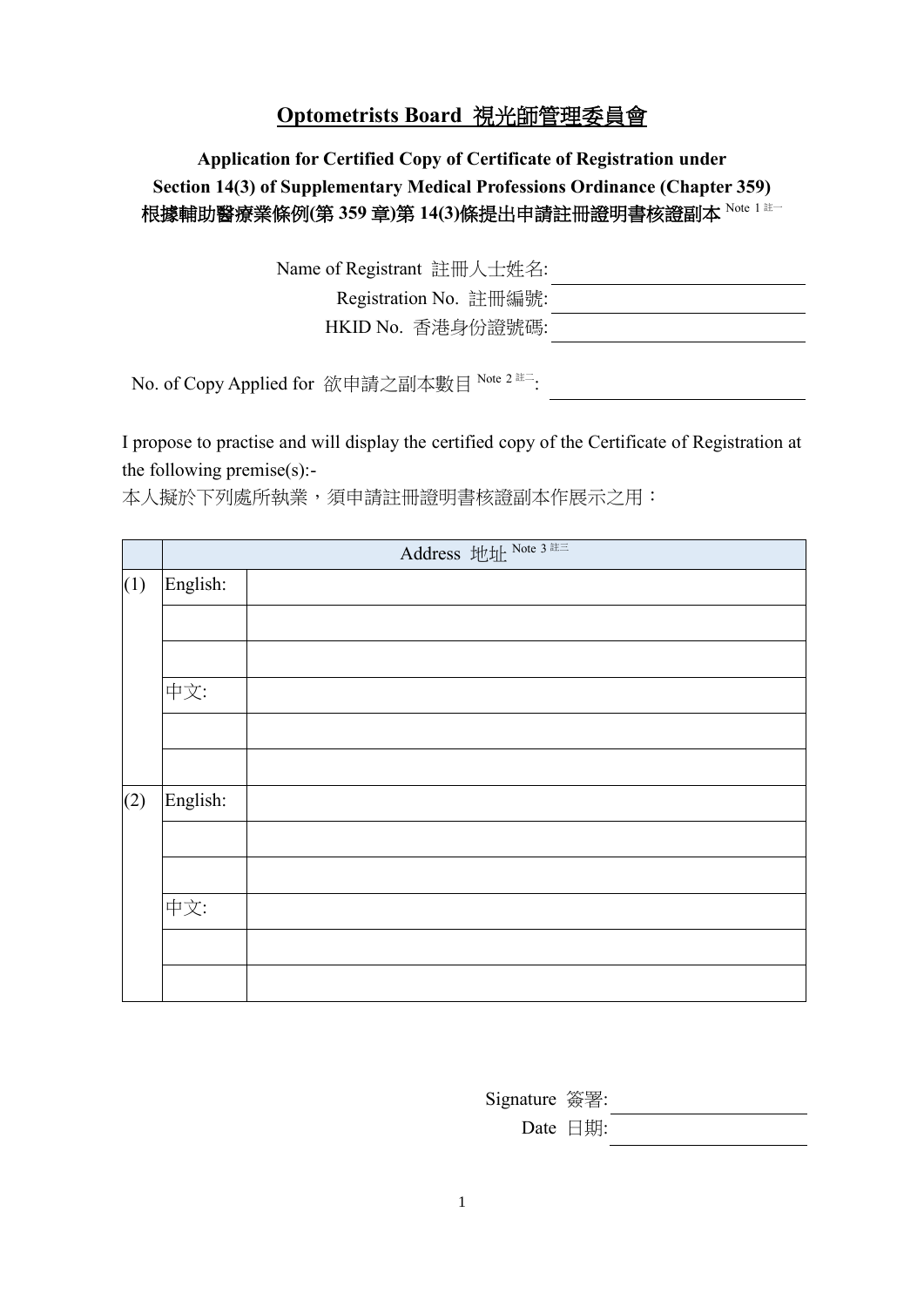# Optometrists Board 視光師管理委員會

**Application for Certified Copy of Certificate of Registration under Section 14(3) of Supplementary Medical Professions Ordinance (Chapter 359)**
**根據輔助醫療業條例(第 359 章)第 14(3)條提出申請註冊證明書核證副本** [Note 1 註一]

Name of Registrant 註冊人士姓名: ______________________

Registration No. 註冊編號: ______________________

HKID No. 香港身份證號碼: ______________________

No. of Copy Applied for 欲申請之副本數目 [Note 2 註二]: ______________________

I propose to practise and will display the certified copy of the Certificate of Registration at the following premise(s):-
本人擬於下列處所執業，須申請註冊證明書核證副本作展示之用：

| | Address 地址 [Note 3 註三] | |
|---|---|---|
| (1) | English: | |
| | | |
| | | |
| | 中文: | |
| | | |
| | | |
| (2) | English: | |
| | | |
| | | |
| | 中文: | |
| | | |
| | | |

Signature 簽署: ______________________

Date 日期: ______________________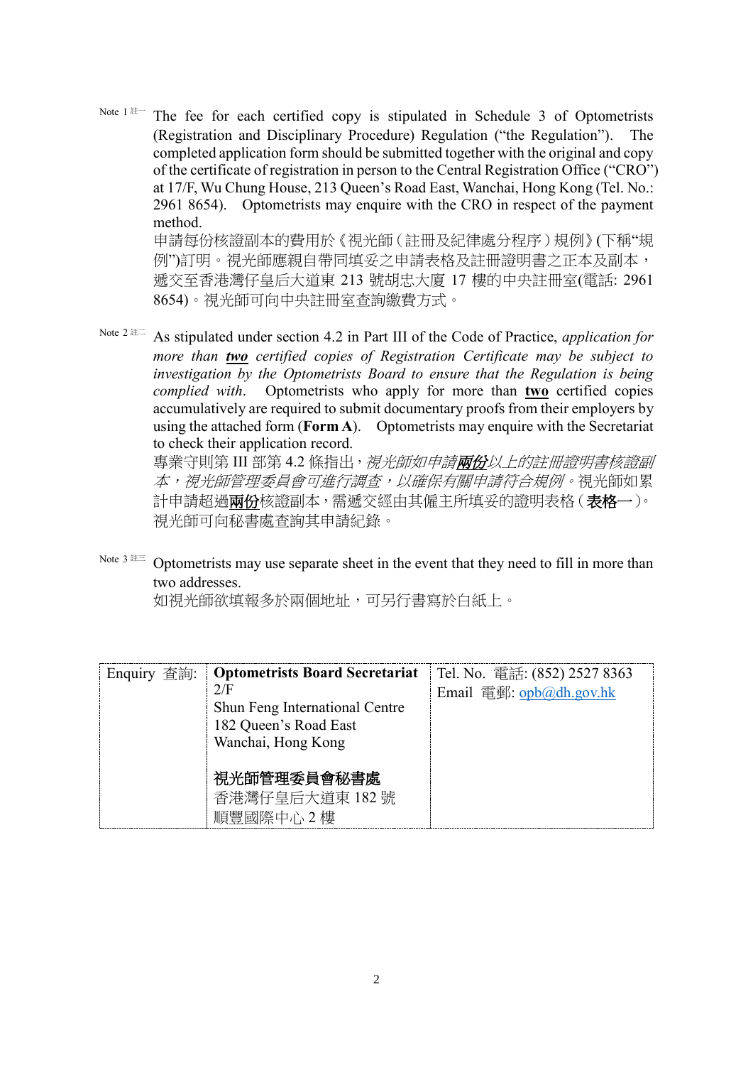Note 1 註一 The fee for each certified copy is stipulated in Schedule 3 of Optometrists (Registration and Disciplinary Procedure) Regulation ("the Regulation"). The completed application form should be submitted together with the original and copy of the certificate of registration in person to the Central Registration Office ("CRO") at 17/F, Wu Chung House, 213 Queen's Road East, Wanchai, Hong Kong (Tel. No.: 2961 8654). Optometrists may enquire with the CRO in respect of the payment method.

申請每份核證副本的費用於《視光師（註冊及紀律處分程序）規例》(下稱"規例")訂明。視光師應親自帶同填妥之申請表格及註冊證明書之正本及副本，遞交至香港灣仔皇后大道東 213 號胡忠大廈 17 樓的中央註冊室(電話: 2961 8654)。視光師可向中央註冊室查詢繳費方式。

Note 2 註二 As stipulated under section 4.2 in Part III of the Code of Practice, *application for more than **two** certified copies of Registration Certificate may be subject to investigation by the Optometrists Board to ensure that the Regulation is being complied with*. Optometrists who apply for more than **two** certified copies accumulatively are required to submit documentary proofs from their employers by using the attached form (**Form A**). Optometrists may enquire with the Secretariat to check their application record.

專業守則第 III 部第 4.2 條指出，*視光師如申請**兩份**以上的註冊證明書核證副本，視光師管理委員會可進行調查，以確保有關申請符合規例*。視光師如累計申請超過**兩份**核證副本，需遞交經由其僱主所填妥的證明表格（**表格一**）。視光師可向秘書處查詢其申請紀錄。

Note 3 註三 Optometrists may use separate sheet in the event that they need to fill in more than two addresses.

如視光師欲填報多於兩個地址，可另行書寫於白紙上。

| Enquiry 查詢: | **Optometrists Board Secretariat**<br>2/F<br>Shun Feng International Centre<br>182 Queen's Road East<br>Wanchai, Hong Kong<br><br>**視光師管理委員會秘書處**<br>香港灣仔皇后大道東 182 號<br>順豐國際中心 2 樓 | Tel. No. 電話: (852) 2527 8363<br>Email 電郵: opb@dh.gov.hk |
|---|---|---|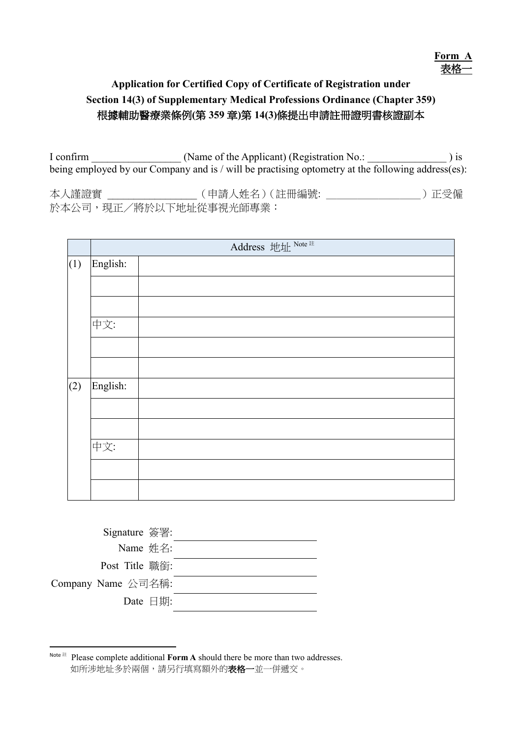**Form A**
**表格一**

# Application for Certified Copy of Certificate of Registration under Section 14(3) of Supplementary Medical Professions Ordinance (Chapter 359)
# 根據輔助醫療業條例(第 359 章)第 14(3)條提出申請註冊證明書核證副本

I confirm _________________ (Name of the Applicant) (Registration No.: _______________ ) is being employed by our Company and is / will be practising optometry at the following address(es):

本人謹證實 _________________（申請人姓名）(註冊編號: __________________）正受僱於本公司，現正／將於以下地址從事視光師專業：

| | Address 地址 Note 註 | |
|---|---|---|
| (1) | English: | |
| | | |
| | | |
| | 中文: | |
| | | |
| | | |
| (2) | English: | |
| | | |
| | | |
| | 中文: | |
| | | |
| | | |

Signature 簽署: ____________________

Name 姓名: ____________________

Post Title 職銜: ____________________

Company Name 公司名稱: ____________________

Date 日期: ____________________

Note 註 Please complete additional **Form A** should there be more than two addresses.
如所涉地址多於兩個，請另行填寫額外的**表格一**並一併遞交。